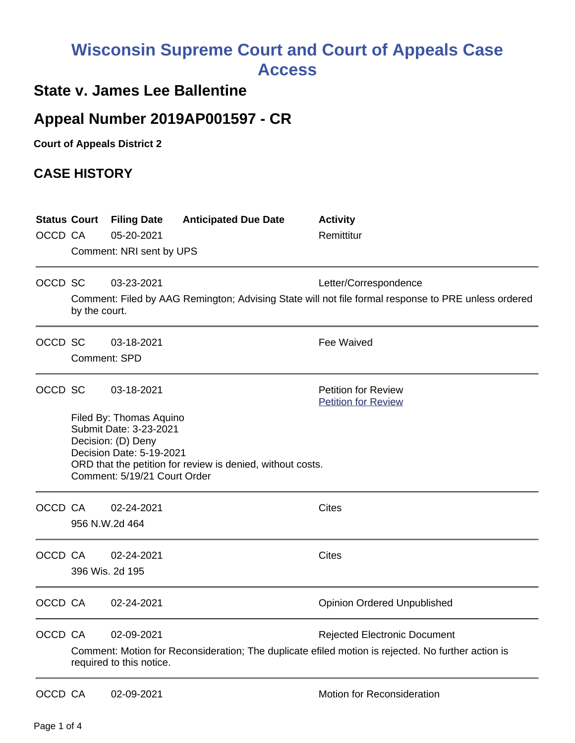# Wisconsin Supreme Court and Court of Appeals Case Access

## State v. James Lee Ballentine

## Appeal Number 2019AP001597 - CR

**Court of Appeals District 2**

## CASE HISTORY

| Status | Court | Filing Date | Anticipated Due Date | Activity |
|---|---|---|---|---|
| OCCD | CA | 05-20-2021 | | Remittitur |

Comment: NRI sent by UPS

---

| Status | Court | Filing Date | Anticipated Due Date | Activity |
|---|---|---|---|---|
| OCCD | SC | 03-23-2021 | | Letter/Correspondence |

Comment: Filed by AAG Remington; Advising State will not file formal response to PRE unless ordered by the court.

---

| Status | Court | Filing Date | Anticipated Due Date | Activity |
|---|---|---|---|---|
| OCCD | SC | 03-18-2021 | | Fee Waived |

Comment: SPD

---

| Status | Court | Filing Date | Anticipated Due Date | Activity |
|---|---|---|---|---|
| OCCD | SC | 03-18-2021 | | Petition for Review<br>Petition for Review |

Filed By: Thomas Aquino
Submit Date: 3-23-2021
Decision: (D) Deny
Decision Date: 5-19-2021
ORD that the petition for review is denied, without costs.
Comment: 5/19/21 Court Order

---

| Status | Court | Filing Date | Anticipated Due Date | Activity |
|---|---|---|---|---|
| OCCD | CA | 02-24-2021 | | Cites |

956 N.W.2d 464

---

| Status | Court | Filing Date | Anticipated Due Date | Activity |
|---|---|---|---|---|
| OCCD | CA | 02-24-2021 | | Cites |

396 Wis. 2d 195

---

| Status | Court | Filing Date | Anticipated Due Date | Activity |
|---|---|---|---|---|
| OCCD | CA | 02-24-2021 | | Opinion Ordered Unpublished |

---

| Status | Court | Filing Date | Anticipated Due Date | Activity |
|---|---|---|---|---|
| OCCD | CA | 02-09-2021 | | Rejected Electronic Document |

Comment: Motion for Reconsideration; The duplicate efiled motion is rejected. No further action is required to this notice.

---

| Status | Court | Filing Date | Anticipated Due Date | Activity |
|---|---|---|---|---|
| OCCD | CA | 02-09-2021 | | Motion for Reconsideration |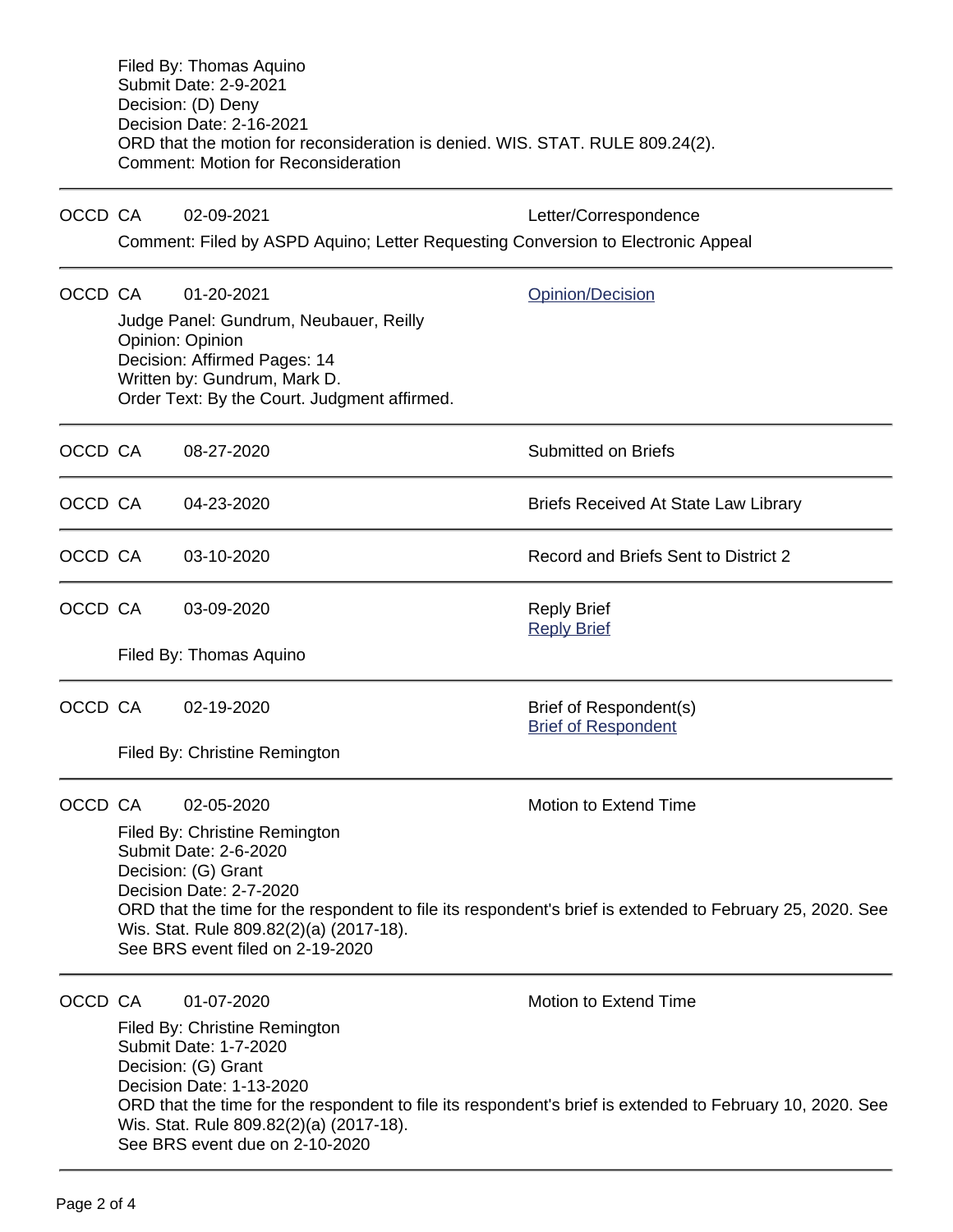Filed By: Thomas Aquino
Submit Date: 2-9-2021
Decision: (D) Deny
Decision Date: 2-16-2021
ORD that the motion for reconsideration is denied. WIS. STAT. RULE 809.24(2).
Comment: Motion for Reconsideration

---

OCCD CA 02-09-2021 Letter/Correspondence

Comment: Filed by ASPD Aquino; Letter Requesting Conversion to Electronic Appeal

---

OCCD CA 01-20-2021 Opinion/Decision

Judge Panel: Gundrum, Neubauer, Reilly
Opinion: Opinion
Decision: Affirmed Pages: 14
Written by: Gundrum, Mark D.
Order Text: By the Court. Judgment affirmed.

---

OCCD CA 08-27-2020 Submitted on Briefs

---

OCCD CA 04-23-2020 Briefs Received At State Law Library

---

OCCD CA 03-10-2020 Record and Briefs Sent to District 2

---

OCCD CA 03-09-2020 Reply Brief
Reply Brief

Filed By: Thomas Aquino

---

OCCD CA 02-19-2020 Brief of Respondent(s)
Brief of Respondent

Filed By: Christine Remington

---

OCCD CA 02-05-2020 Motion to Extend Time

Filed By: Christine Remington
Submit Date: 2-6-2020
Decision: (G) Grant
Decision Date: 2-7-2020
ORD that the time for the respondent to file its respondent's brief is extended to February 25, 2020. See Wis. Stat. Rule 809.82(2)(a) (2017-18).
See BRS event filed on 2-19-2020

---

OCCD CA 01-07-2020 Motion to Extend Time

Filed By: Christine Remington
Submit Date: 1-7-2020
Decision: (G) Grant
Decision Date: 1-13-2020
ORD that the time for the respondent to file its respondent's brief is extended to February 10, 2020. See Wis. Stat. Rule 809.82(2)(a) (2017-18).
See BRS event due on 2-10-2020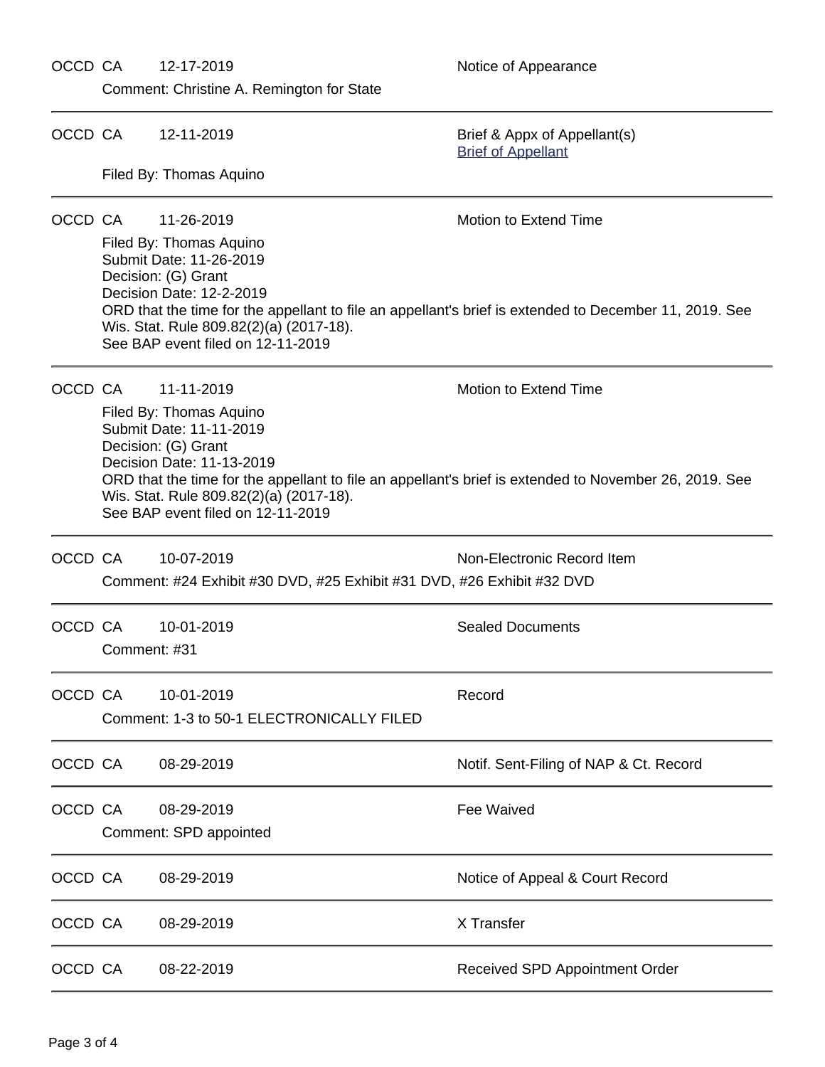OCCD CA 12-17-2019 Notice of Appearance

Comment: Christine A. Remington for State

---

OCCD CA 12-11-2019 Brief & Appx of Appellant(s)

Brief of Appellant

Filed By: Thomas Aquino

---

OCCD CA 11-26-2019 Motion to Extend Time

Filed By: Thomas Aquino
Submit Date: 11-26-2019
Decision: (G) Grant
Decision Date: 12-2-2019
ORD that the time for the appellant to file an appellant's brief is extended to December 11, 2019. See Wis. Stat. Rule 809.82(2)(a) (2017-18).
See BAP event filed on 12-11-2019

---

OCCD CA 11-11-2019 Motion to Extend Time

Filed By: Thomas Aquino
Submit Date: 11-11-2019
Decision: (G) Grant
Decision Date: 11-13-2019
ORD that the time for the appellant to file an appellant's brief is extended to November 26, 2019. See Wis. Stat. Rule 809.82(2)(a) (2017-18).
See BAP event filed on 12-11-2019

---

OCCD CA 10-07-2019 Non-Electronic Record Item

Comment: #24 Exhibit #30 DVD, #25 Exhibit #31 DVD, #26 Exhibit #32 DVD

---

OCCD CA 10-01-2019 Sealed Documents

Comment: #31

---

OCCD CA 10-01-2019 Record

Comment: 1-3 to 50-1 ELECTRONICALLY FILED

---

OCCD CA 08-29-2019 Notif. Sent-Filing of NAP & Ct. Record

---

OCCD CA 08-29-2019 Fee Waived

Comment: SPD appointed

---

OCCD CA 08-29-2019 Notice of Appeal & Court Record

---

OCCD CA 08-29-2019 X Transfer

---

OCCD CA 08-22-2019 Received SPD Appointment Order

---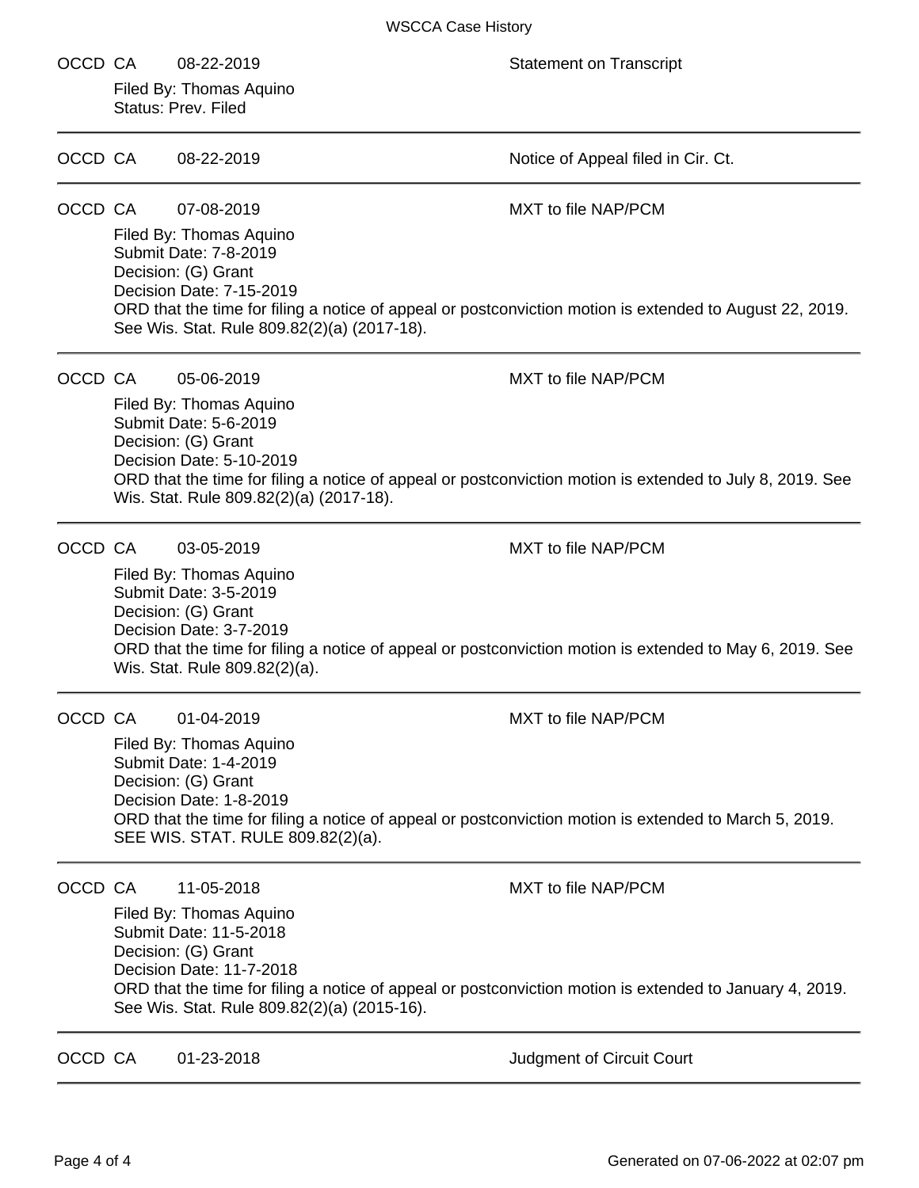| | | | |
|---|---|---|---|
| OCCD | CA | 08-22-2019 | Statement on Transcript |

Filed By: Thomas Aquino
Status: Prev. Filed

---

| | | | |
|---|---|---|---|
| OCCD | CA | 08-22-2019 | Notice of Appeal filed in Cir. Ct. |

---

| | | | |
|---|---|---|---|
| OCCD | CA | 07-08-2019 | MXT to file NAP/PCM |

Filed By: Thomas Aquino
Submit Date: 7-8-2019
Decision: (G) Grant
Decision Date: 7-15-2019
ORD that the time for filing a notice of appeal or postconviction motion is extended to August 22, 2019. See Wis. Stat. Rule 809.82(2)(a) (2017-18).

---

| | | | |
|---|---|---|---|
| OCCD | CA | 05-06-2019 | MXT to file NAP/PCM |

Filed By: Thomas Aquino
Submit Date: 5-6-2019
Decision: (G) Grant
Decision Date: 5-10-2019
ORD that the time for filing a notice of appeal or postconviction motion is extended to July 8, 2019. See Wis. Stat. Rule 809.82(2)(a) (2017-18).

---

| | | | |
|---|---|---|---|
| OCCD | CA | 03-05-2019 | MXT to file NAP/PCM |

Filed By: Thomas Aquino
Submit Date: 3-5-2019
Decision: (G) Grant
Decision Date: 3-7-2019
ORD that the time for filing a notice of appeal or postconviction motion is extended to May 6, 2019. See Wis. Stat. Rule 809.82(2)(a).

---

| | | | |
|---|---|---|---|
| OCCD | CA | 01-04-2019 | MXT to file NAP/PCM |

Filed By: Thomas Aquino
Submit Date: 1-4-2019
Decision: (G) Grant
Decision Date: 1-8-2019
ORD that the time for filing a notice of appeal or postconviction motion is extended to March 5, 2019. SEE WIS. STAT. RULE 809.82(2)(a).

---

| | | | |
|---|---|---|---|
| OCCD | CA | 11-05-2018 | MXT to file NAP/PCM |

Filed By: Thomas Aquino
Submit Date: 11-5-2018
Decision: (G) Grant
Decision Date: 11-7-2018
ORD that the time for filing a notice of appeal or postconviction motion is extended to January 4, 2019. See Wis. Stat. Rule 809.82(2)(a) (2015-16).

---

| | | | |
|---|---|---|---|
| OCCD | CA | 01-23-2018 | Judgment of Circuit Court |

---